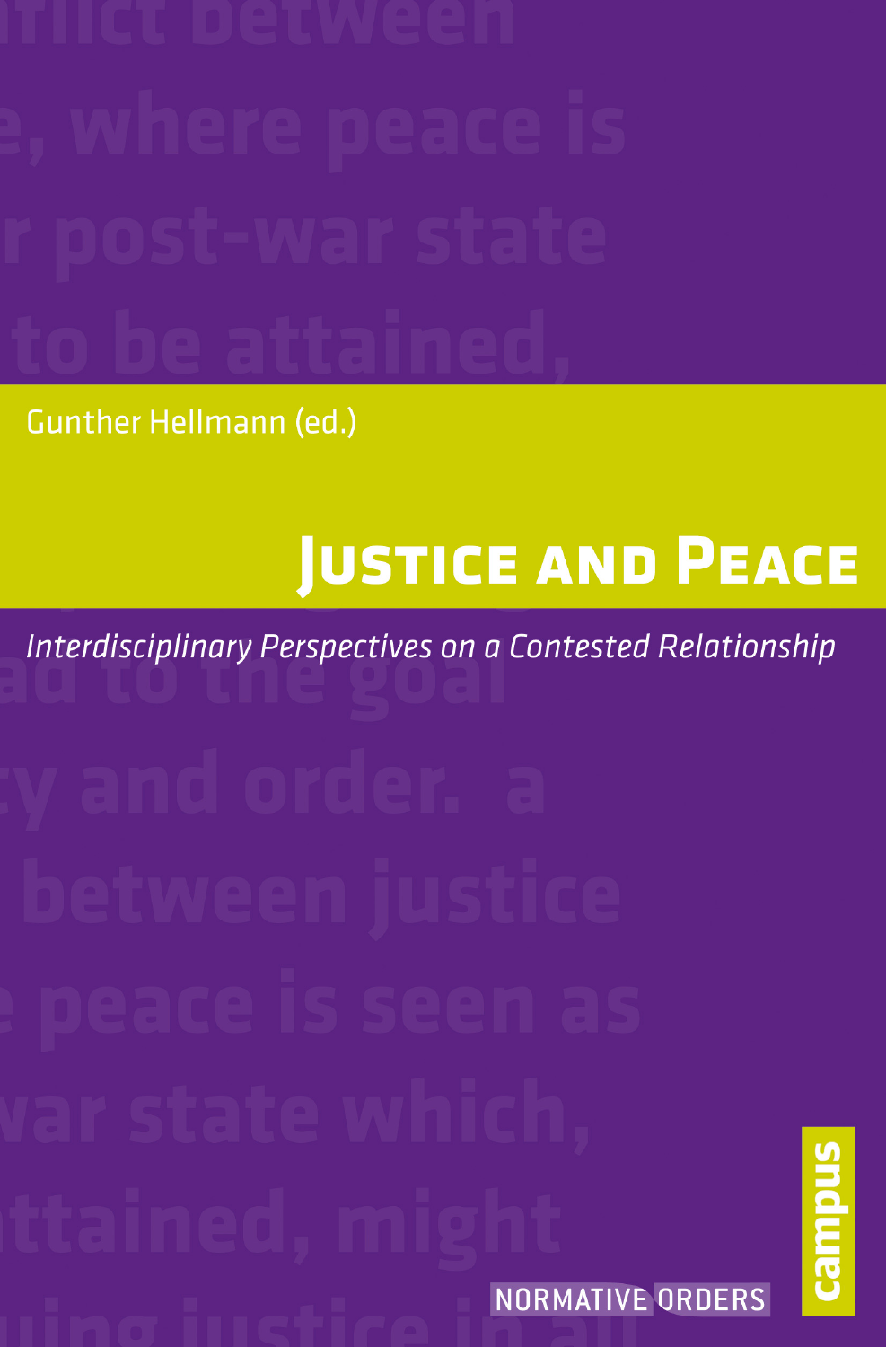Gunther Hellmann (ed.)

# Justice and Peace

*Interdisciplinary Perspectives on a Contested Relationship*

NORMATIVE ORDERS

campus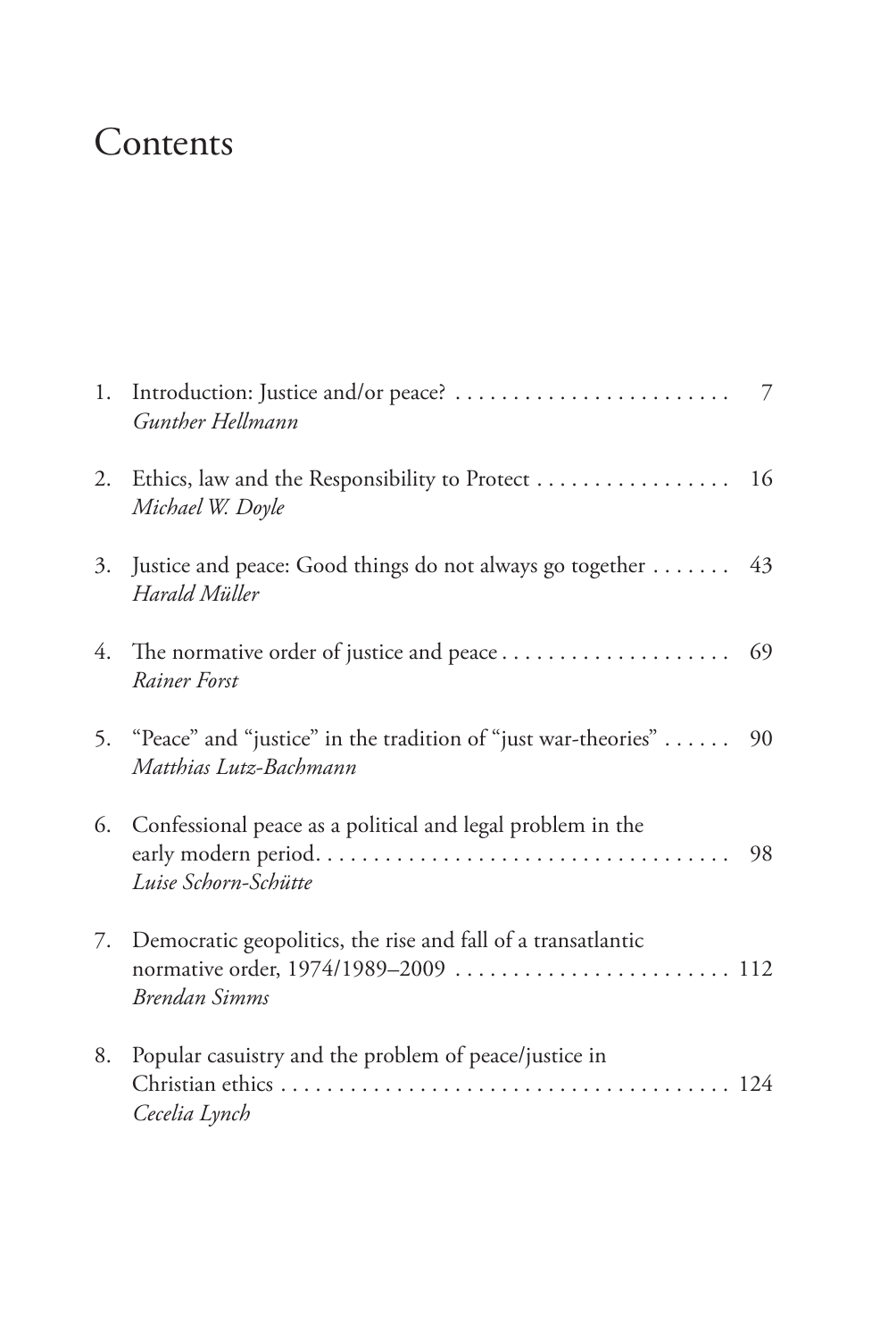# Contents

1. Introduction: Justice and/or peace? . . . . . . . . . . . . . . . . . . . . . . . . . 7
   *Gunther Hellmann*

2. Ethics, law and the Responsibility to Protect . . . . . . . . . . . . . . . . . 16
   *Michael W. Doyle*

3. Justice and peace: Good things do not always go together . . . . . . . 43
   *Harald Müller*

4. The normative order of justice and peace . . . . . . . . . . . . . . . . . . . . 69
   *Rainer Forst*

5. "Peace" and "justice" in the tradition of "just war-theories" . . . . . . 90
   *Matthias Lutz-Bachmann*

6. Confessional peace as a political and legal problem in the early modern period. . . . . . . . . . . . . . . . . . . . . . . . . . . . . . . . . . . . 98
   *Luise Schorn-Schütte*

7. Democratic geopolitics, the rise and fall of a transatlantic normative order, 1974/1989–2009 . . . . . . . . . . . . . . . . . . . . . . . . 112
   *Brendan Simms*

8. Popular casuistry and the problem of peace/justice in Christian ethics . . . . . . . . . . . . . . . . . . . . . . . . . . . . . . . . . . . . . . . 124
   *Cecelia Lynch*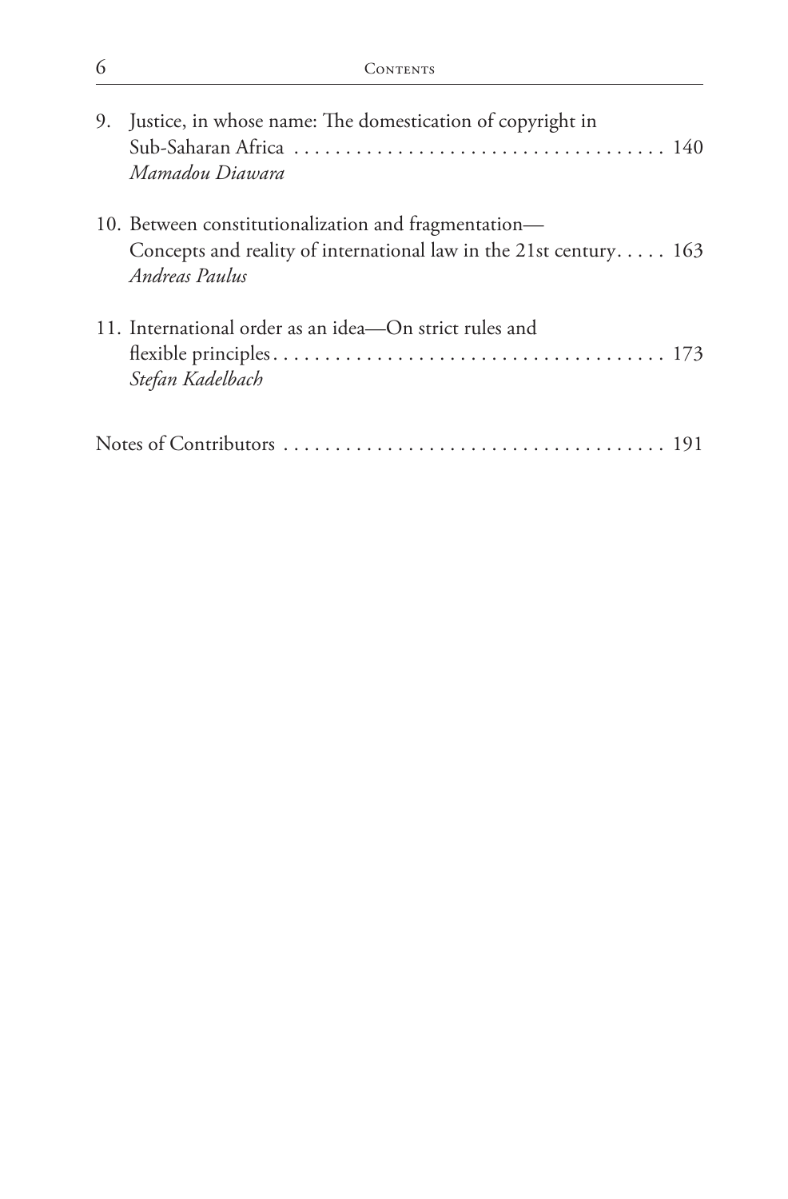9. Justice, in whose name: The domestication of copyright in Sub-Saharan Africa . . . . . . . . . . . . . . . . . . . . . . . . . . . . . . . . . . . . 140
   *Mamadou Diawara*

10. Between constitutionalization and fragmentation—Concepts and reality of international law in the 21st century. . . . . 163
    *Andreas Paulus*

11. International order as an idea—On strict rules and flexible principles. . . . . . . . . . . . . . . . . . . . . . . . . . . . . . . . . . . . . . 173
    *Stefan Kadelbach*

Notes of Contributors . . . . . . . . . . . . . . . . . . . . . . . . . . . . . . . . . . . . . 191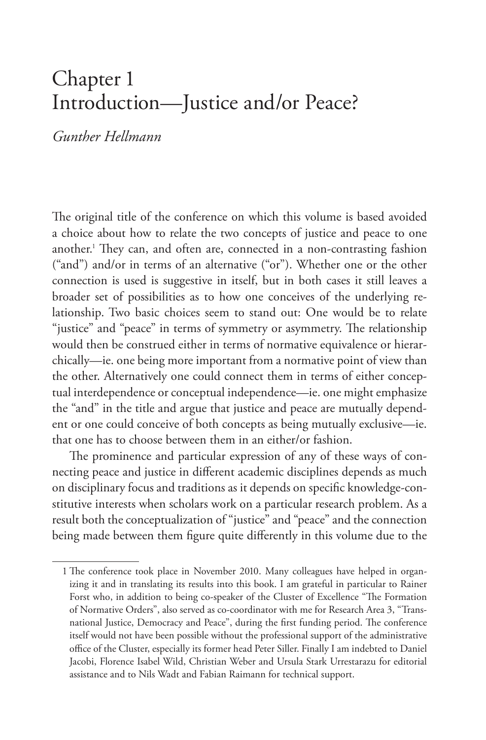# Chapter 1
# Introduction—Justice and/or Peace?

*Gunther Hellmann*

The original title of the conference on which this volume is based avoided a choice about how to relate the two concepts of justice and peace to one another.[1] They can, and often are, connected in a non-contrasting fashion ("and") and/or in terms of an alternative ("or"). Whether one or the other connection is used is suggestive in itself, but in both cases it still leaves a broader set of possibilities as to how one conceives of the underlying relationship. Two basic choices seem to stand out: One would be to relate "justice" and "peace" in terms of symmetry or asymmetry. The relationship would then be construed either in terms of normative equivalence or hierarchically—ie. one being more important from a normative point of view than the other. Alternatively one could connect them in terms of either conceptual interdependence or conceptual independence—ie. one might emphasize the "and" in the title and argue that justice and peace are mutually dependent or one could conceive of both concepts as being mutually exclusive—ie. that one has to choose between them in an either/or fashion.

The prominence and particular expression of any of these ways of connecting peace and justice in different academic disciplines depends as much on disciplinary focus and traditions as it depends on specific knowledge-constitutive interests when scholars work on a particular research problem. As a result both the conceptualization of "justice" and "peace" and the connection being made between them figure quite differently in this volume due to the

1 The conference took place in November 2010. Many colleagues have helped in organizing it and in translating its results into this book. I am grateful in particular to Rainer Forst who, in addition to being co-speaker of the Cluster of Excellence "The Formation of Normative Orders", also served as co-coordinator with me for Research Area 3, "Transnational Justice, Democracy and Peace", during the first funding period. The conference itself would not have been possible without the professional support of the administrative office of the Cluster, especially its former head Peter Siller. Finally I am indebted to Daniel Jacobi, Florence Isabel Wild, Christian Weber and Ursula Stark Urrestarazu for editorial assistance and to Nils Wadt and Fabian Raimann for technical support.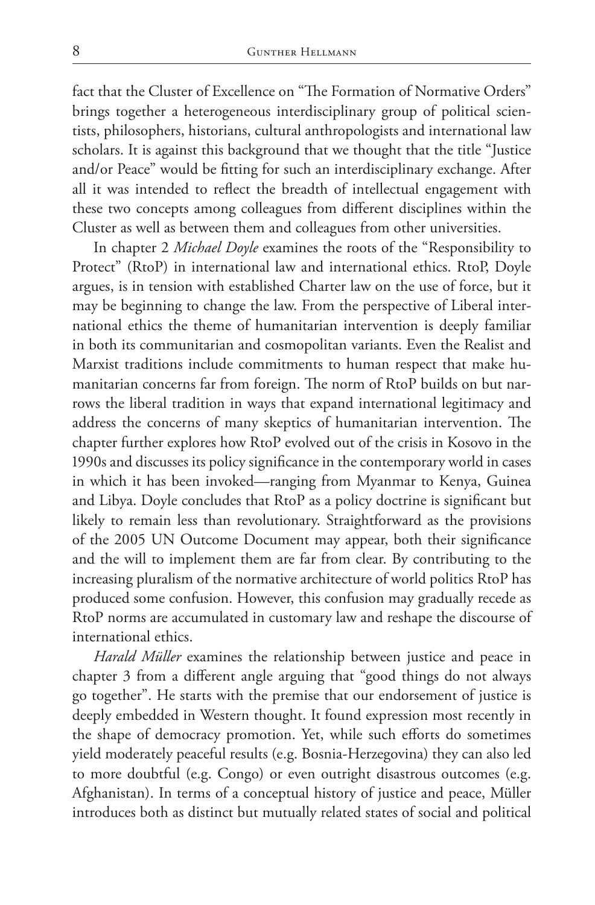fact that the Cluster of Excellence on "The Formation of Normative Orders" brings together a heterogeneous interdisciplinary group of political scientists, philosophers, historians, cultural anthropologists and international law scholars. It is against this background that we thought that the title "Justice and/or Peace" would be fitting for such an interdisciplinary exchange. After all it was intended to reflect the breadth of intellectual engagement with these two concepts among colleagues from different disciplines within the Cluster as well as between them and colleagues from other universities.

In chapter 2 *Michael Doyle* examines the roots of the "Responsibility to Protect" (RtoP) in international law and international ethics. RtoP, Doyle argues, is in tension with established Charter law on the use of force, but it may be beginning to change the law. From the perspective of Liberal international ethics the theme of humanitarian intervention is deeply familiar in both its communitarian and cosmopolitan variants. Even the Realist and Marxist traditions include commitments to human respect that make humanitarian concerns far from foreign. The norm of RtoP builds on but narrows the liberal tradition in ways that expand international legitimacy and address the concerns of many skeptics of humanitarian intervention. The chapter further explores how RtoP evolved out of the crisis in Kosovo in the 1990s and discusses its policy significance in the contemporary world in cases in which it has been invoked—ranging from Myanmar to Kenya, Guinea and Libya. Doyle concludes that RtoP as a policy doctrine is significant but likely to remain less than revolutionary. Straightforward as the provisions of the 2005 UN Outcome Document may appear, both their significance and the will to implement them are far from clear. By contributing to the increasing pluralism of the normative architecture of world politics RtoP has produced some confusion. However, this confusion may gradually recede as RtoP norms are accumulated in customary law and reshape the discourse of international ethics.

*Harald Müller* examines the relationship between justice and peace in chapter 3 from a different angle arguing that "good things do not always go together". He starts with the premise that our endorsement of justice is deeply embedded in Western thought. It found expression most recently in the shape of democracy promotion. Yet, while such efforts do sometimes yield moderately peaceful results (e.g. Bosnia-Herzegovina) they can also led to more doubtful (e.g. Congo) or even outright disastrous outcomes (e.g. Afghanistan). In terms of a conceptual history of justice and peace, Müller introduces both as distinct but mutually related states of social and political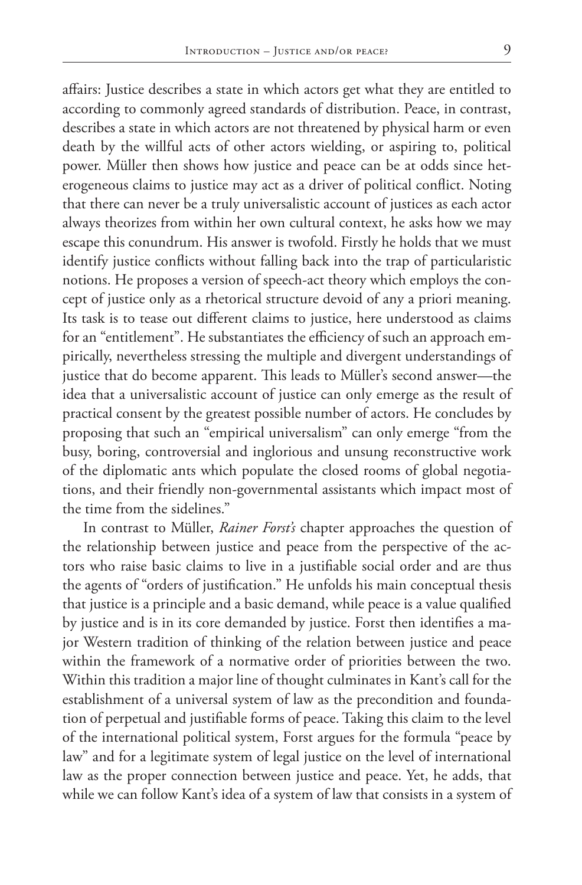affairs: Justice describes a state in which actors get what they are entitled to according to commonly agreed standards of distribution. Peace, in contrast, describes a state in which actors are not threatened by physical harm or even death by the willful acts of other actors wielding, or aspiring to, political power. Müller then shows how justice and peace can be at odds since heterogeneous claims to justice may act as a driver of political conflict. Noting that there can never be a truly universalistic account of justices as each actor always theorizes from within her own cultural context, he asks how we may escape this conundrum. His answer is twofold. Firstly he holds that we must identify justice conflicts without falling back into the trap of particularistic notions. He proposes a version of speech-act theory which employs the concept of justice only as a rhetorical structure devoid of any a priori meaning. Its task is to tease out different claims to justice, here understood as claims for an "entitlement". He substantiates the efficiency of such an approach empirically, nevertheless stressing the multiple and divergent understandings of justice that do become apparent. This leads to Müller's second answer—the idea that a universalistic account of justice can only emerge as the result of practical consent by the greatest possible number of actors. He concludes by proposing that such an "empirical universalism" can only emerge "from the busy, boring, controversial and inglorious and unsung reconstructive work of the diplomatic ants which populate the closed rooms of global negotiations, and their friendly non-governmental assistants which impact most of the time from the sidelines."

In contrast to Müller, *Rainer Forst's* chapter approaches the question of the relationship between justice and peace from the perspective of the actors who raise basic claims to live in a justifiable social order and are thus the agents of "orders of justification." He unfolds his main conceptual thesis that justice is a principle and a basic demand, while peace is a value qualified by justice and is in its core demanded by justice. Forst then identifies a major Western tradition of thinking of the relation between justice and peace within the framework of a normative order of priorities between the two. Within this tradition a major line of thought culminates in Kant's call for the establishment of a universal system of law as the precondition and foundation of perpetual and justifiable forms of peace. Taking this claim to the level of the international political system, Forst argues for the formula "peace by law" and for a legitimate system of legal justice on the level of international law as the proper connection between justice and peace. Yet, he adds, that while we can follow Kant's idea of a system of law that consists in a system of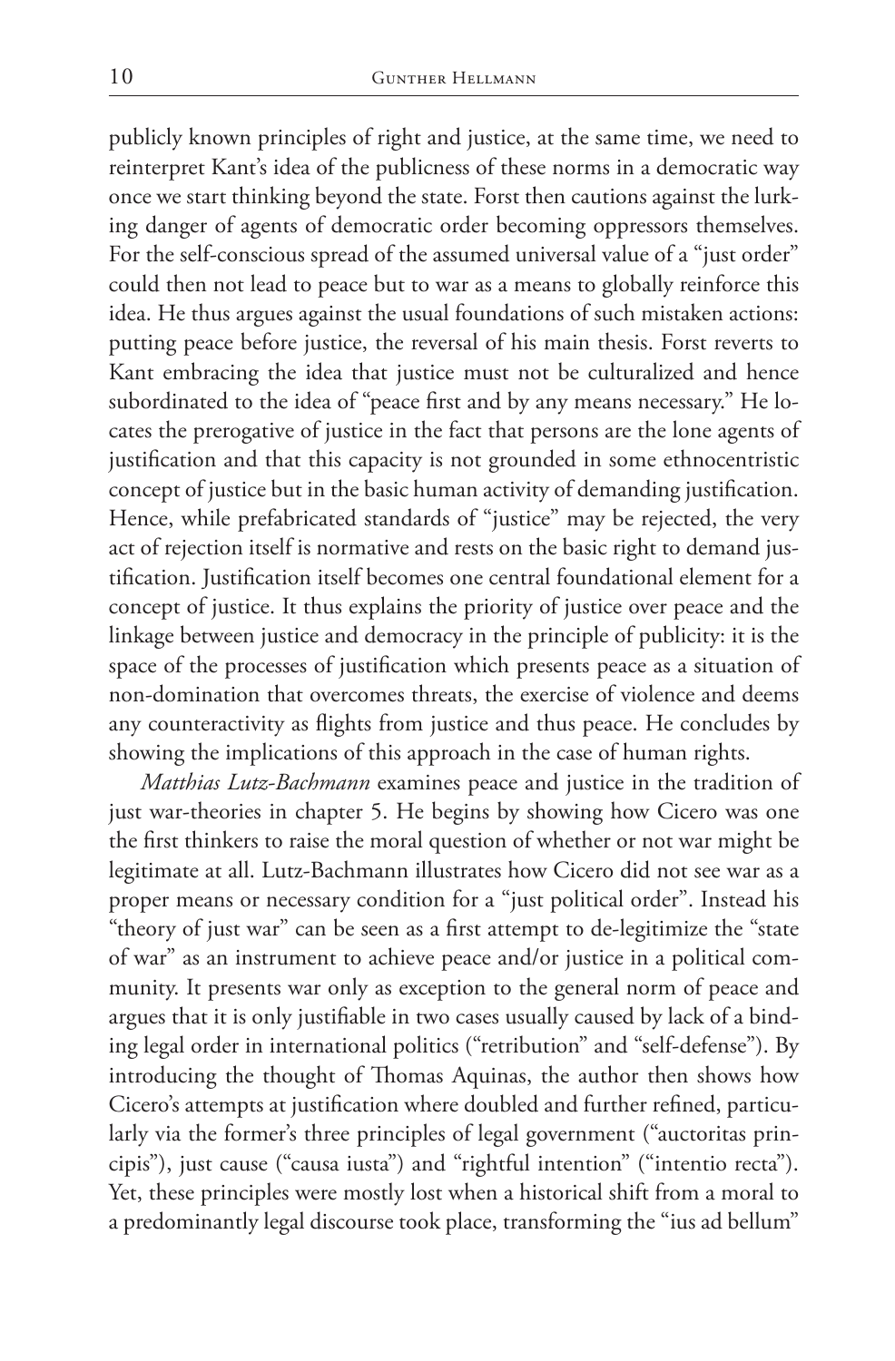publicly known principles of right and justice, at the same time, we need to reinterpret Kant's idea of the publicness of these norms in a democratic way once we start thinking beyond the state. Forst then cautions against the lurking danger of agents of democratic order becoming oppressors themselves. For the self-conscious spread of the assumed universal value of a "just order" could then not lead to peace but to war as a means to globally reinforce this idea. He thus argues against the usual foundations of such mistaken actions: putting peace before justice, the reversal of his main thesis. Forst reverts to Kant embracing the idea that justice must not be culturalized and hence subordinated to the idea of "peace first and by any means necessary." He locates the prerogative of justice in the fact that persons are the lone agents of justification and that this capacity is not grounded in some ethnocentristic concept of justice but in the basic human activity of demanding justification. Hence, while prefabricated standards of "justice" may be rejected, the very act of rejection itself is normative and rests on the basic right to demand justification. Justification itself becomes one central foundational element for a concept of justice. It thus explains the priority of justice over peace and the linkage between justice and democracy in the principle of publicity: it is the space of the processes of justification which presents peace as a situation of non-domination that overcomes threats, the exercise of violence and deems any counteractivity as flights from justice and thus peace. He concludes by showing the implications of this approach in the case of human rights.

*Matthias Lutz-Bachmann* examines peace and justice in the tradition of just war-theories in chapter 5. He begins by showing how Cicero was one the first thinkers to raise the moral question of whether or not war might be legitimate at all. Lutz-Bachmann illustrates how Cicero did not see war as a proper means or necessary condition for a "just political order". Instead his "theory of just war" can be seen as a first attempt to de-legitimize the "state of war" as an instrument to achieve peace and/or justice in a political community. It presents war only as exception to the general norm of peace and argues that it is only justifiable in two cases usually caused by lack of a binding legal order in international politics ("retribution" and "self-defense"). By introducing the thought of Thomas Aquinas, the author then shows how Cicero's attempts at justification where doubled and further refined, particularly via the former's three principles of legal government ("auctoritas principis"), just cause ("causa iusta") and "rightful intention" ("intentio recta"). Yet, these principles were mostly lost when a historical shift from a moral to a predominantly legal discourse took place, transforming the "ius ad bellum"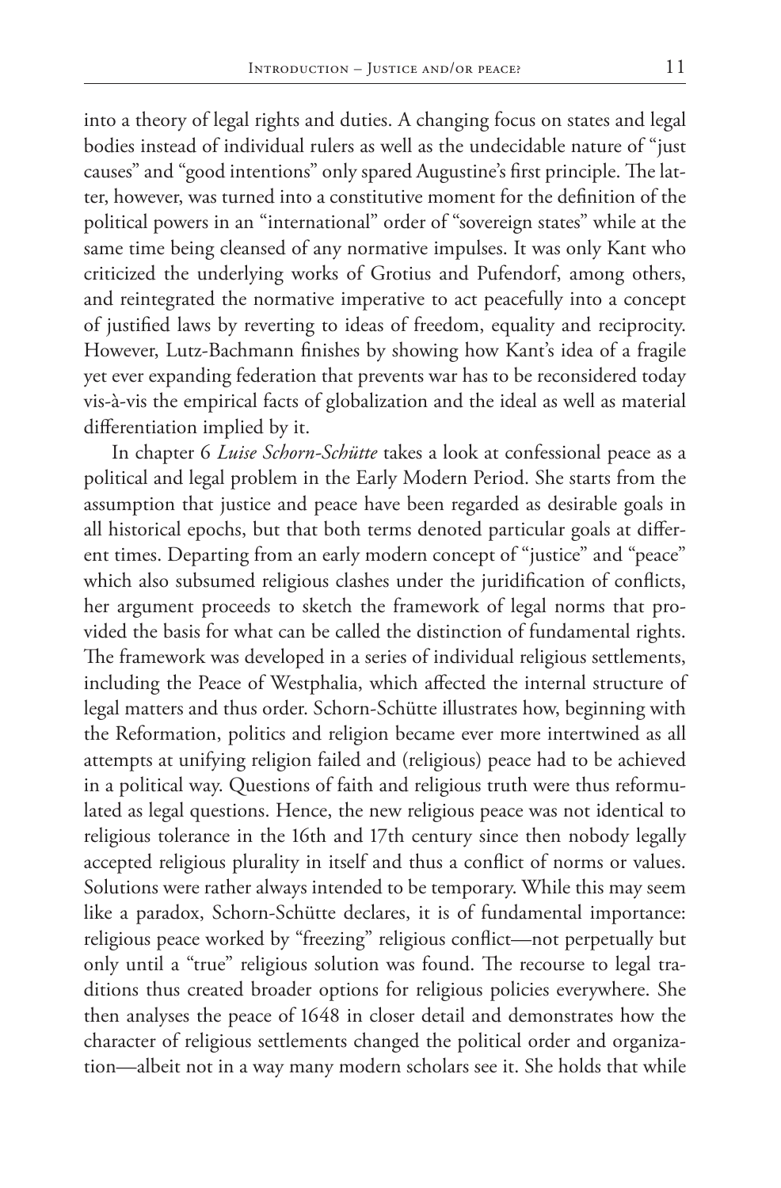into a theory of legal rights and duties. A changing focus on states and legal bodies instead of individual rulers as well as the undecidable nature of "just causes" and "good intentions" only spared Augustine's first principle. The latter, however, was turned into a constitutive moment for the definition of the political powers in an "international" order of "sovereign states" while at the same time being cleansed of any normative impulses. It was only Kant who criticized the underlying works of Grotius and Pufendorf, among others, and reintegrated the normative imperative to act peacefully into a concept of justified laws by reverting to ideas of freedom, equality and reciprocity. However, Lutz-Bachmann finishes by showing how Kant's idea of a fragile yet ever expanding federation that prevents war has to be reconsidered today vis-à-vis the empirical facts of globalization and the ideal as well as material differentiation implied by it.

In chapter 6 *Luise Schorn-Schütte* takes a look at confessional peace as a political and legal problem in the Early Modern Period. She starts from the assumption that justice and peace have been regarded as desirable goals in all historical epochs, but that both terms denoted particular goals at different times. Departing from an early modern concept of "justice" and "peace" which also subsumed religious clashes under the juridification of conflicts, her argument proceeds to sketch the framework of legal norms that provided the basis for what can be called the distinction of fundamental rights. The framework was developed in a series of individual religious settlements, including the Peace of Westphalia, which affected the internal structure of legal matters and thus order. Schorn-Schütte illustrates how, beginning with the Reformation, politics and religion became ever more intertwined as all attempts at unifying religion failed and (religious) peace had to be achieved in a political way. Questions of faith and religious truth were thus reformulated as legal questions. Hence, the new religious peace was not identical to religious tolerance in the 16th and 17th century since then nobody legally accepted religious plurality in itself and thus a conflict of norms or values. Solutions were rather always intended to be temporary. While this may seem like a paradox, Schorn-Schütte declares, it is of fundamental importance: religious peace worked by "freezing" religious conflict—not perpetually but only until a "true" religious solution was found. The recourse to legal traditions thus created broader options for religious policies everywhere. She then analyses the peace of 1648 in closer detail and demonstrates how the character of religious settlements changed the political order and organization—albeit not in a way many modern scholars see it. She holds that while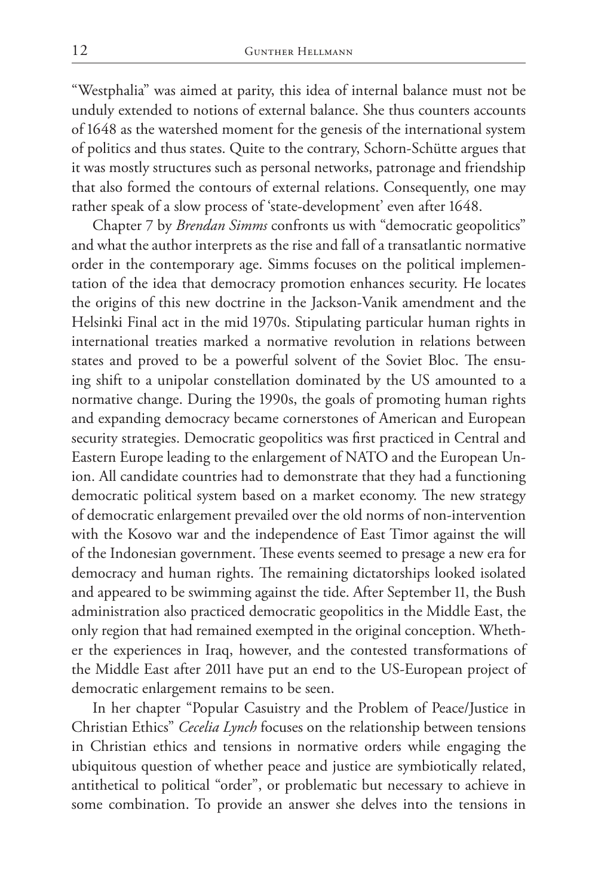"Westphalia" was aimed at parity, this idea of internal balance must not be unduly extended to notions of external balance. She thus counters accounts of 1648 as the watershed moment for the genesis of the international system of politics and thus states. Quite to the contrary, Schorn-Schütte argues that it was mostly structures such as personal networks, patronage and friendship that also formed the contours of external relations. Consequently, one may rather speak of a slow process of 'state-development' even after 1648.

Chapter 7 by *Brendan Simms* confronts us with "democratic geopolitics" and what the author interprets as the rise and fall of a transatlantic normative order in the contemporary age. Simms focuses on the political implementation of the idea that democracy promotion enhances security. He locates the origins of this new doctrine in the Jackson-Vanik amendment and the Helsinki Final act in the mid 1970s. Stipulating particular human rights in international treaties marked a normative revolution in relations between states and proved to be a powerful solvent of the Soviet Bloc. The ensuing shift to a unipolar constellation dominated by the US amounted to a normative change. During the 1990s, the goals of promoting human rights and expanding democracy became cornerstones of American and European security strategies. Democratic geopolitics was first practiced in Central and Eastern Europe leading to the enlargement of NATO and the European Union. All candidate countries had to demonstrate that they had a functioning democratic political system based on a market economy. The new strategy of democratic enlargement prevailed over the old norms of non-intervention with the Kosovo war and the independence of East Timor against the will of the Indonesian government. These events seemed to presage a new era for democracy and human rights. The remaining dictatorships looked isolated and appeared to be swimming against the tide. After September 11, the Bush administration also practiced democratic geopolitics in the Middle East, the only region that had remained exempted in the original conception. Whether the experiences in Iraq, however, and the contested transformations of the Middle East after 2011 have put an end to the US-European project of democratic enlargement remains to be seen.

In her chapter "Popular Casuistry and the Problem of Peace/Justice in Christian Ethics" *Cecelia Lynch* focuses on the relationship between tensions in Christian ethics and tensions in normative orders while engaging the ubiquitous question of whether peace and justice are symbiotically related, antithetical to political "order", or problematic but necessary to achieve in some combination. To provide an answer she delves into the tensions in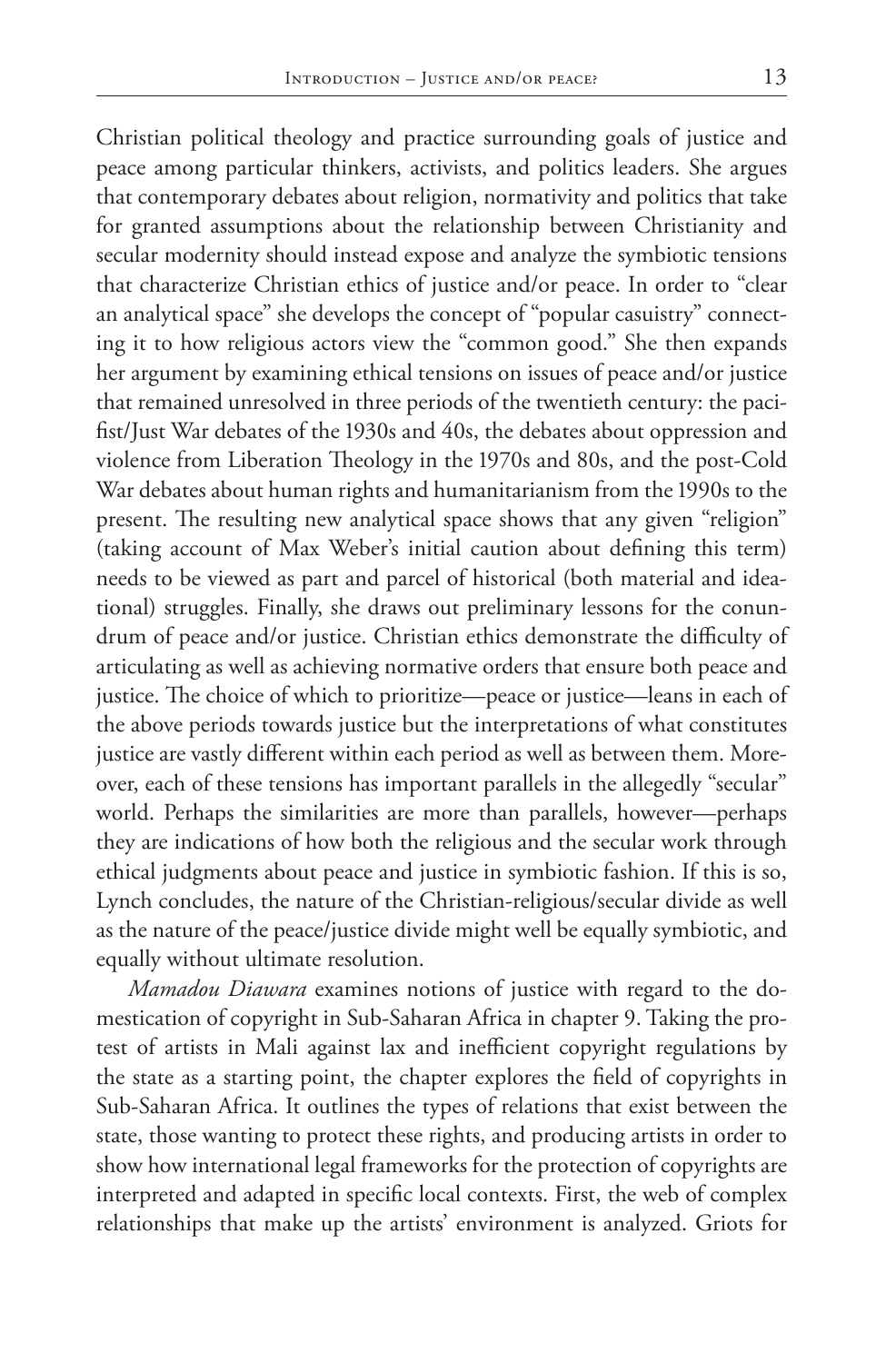Christian political theology and practice surrounding goals of justice and peace among particular thinkers, activists, and politics leaders. She argues that contemporary debates about religion, normativity and politics that take for granted assumptions about the relationship between Christianity and secular modernity should instead expose and analyze the symbiotic tensions that characterize Christian ethics of justice and/or peace. In order to "clear an analytical space" she develops the concept of "popular casuistry" connecting it to how religious actors view the "common good." She then expands her argument by examining ethical tensions on issues of peace and/or justice that remained unresolved in three periods of the twentieth century: the pacifist/Just War debates of the 1930s and 40s, the debates about oppression and violence from Liberation Theology in the 1970s and 80s, and the post-Cold War debates about human rights and humanitarianism from the 1990s to the present. The resulting new analytical space shows that any given "religion" (taking account of Max Weber's initial caution about defining this term) needs to be viewed as part and parcel of historical (both material and ideational) struggles. Finally, she draws out preliminary lessons for the conundrum of peace and/or justice. Christian ethics demonstrate the difficulty of articulating as well as achieving normative orders that ensure both peace and justice. The choice of which to prioritize—peace or justice—leans in each of the above periods towards justice but the interpretations of what constitutes justice are vastly different within each period as well as between them. Moreover, each of these tensions has important parallels in the allegedly "secular" world. Perhaps the similarities are more than parallels, however—perhaps they are indications of how both the religious and the secular work through ethical judgments about peace and justice in symbiotic fashion. If this is so, Lynch concludes, the nature of the Christian-religious/secular divide as well as the nature of the peace/justice divide might well be equally symbiotic, and equally without ultimate resolution.

*Mamadou Diawara* examines notions of justice with regard to the domestication of copyright in Sub-Saharan Africa in chapter 9. Taking the protest of artists in Mali against lax and inefficient copyright regulations by the state as a starting point, the chapter explores the field of copyrights in Sub-Saharan Africa. It outlines the types of relations that exist between the state, those wanting to protect these rights, and producing artists in order to show how international legal frameworks for the protection of copyrights are interpreted and adapted in specific local contexts. First, the web of complex relationships that make up the artists' environment is analyzed. Griots for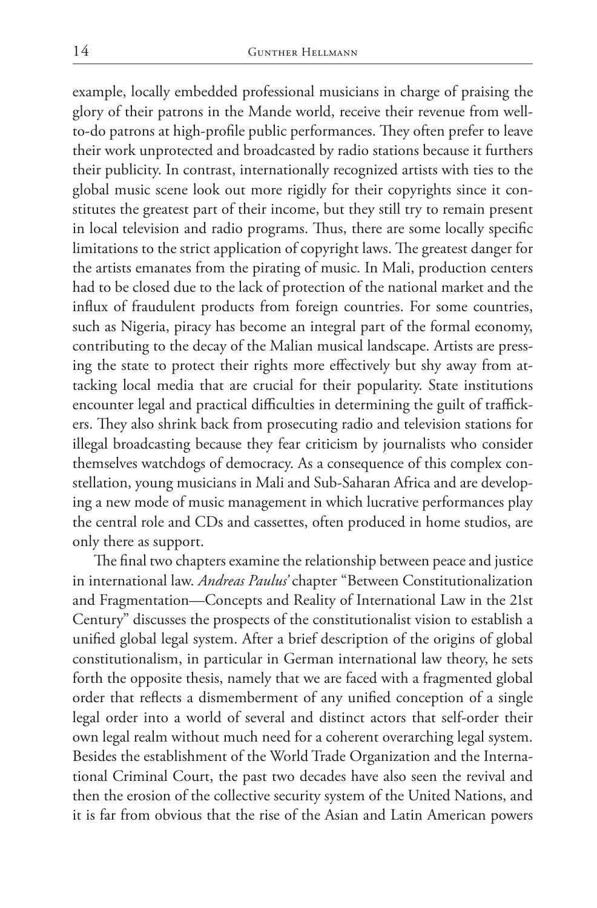example, locally embedded professional musicians in charge of praising the glory of their patrons in the Mande world, receive their revenue from well-to-do patrons at high-profile public performances. They often prefer to leave their work unprotected and broadcasted by radio stations because it furthers their publicity. In contrast, internationally recognized artists with ties to the global music scene look out more rigidly for their copyrights since it constitutes the greatest part of their income, but they still try to remain present in local television and radio programs. Thus, there are some locally specific limitations to the strict application of copyright laws. The greatest danger for the artists emanates from the pirating of music. In Mali, production centers had to be closed due to the lack of protection of the national market and the influx of fraudulent products from foreign countries. For some countries, such as Nigeria, piracy has become an integral part of the formal economy, contributing to the decay of the Malian musical landscape. Artists are pressing the state to protect their rights more effectively but shy away from attacking local media that are crucial for their popularity. State institutions encounter legal and practical difficulties in determining the guilt of traffickers. They also shrink back from prosecuting radio and television stations for illegal broadcasting because they fear criticism by journalists who consider themselves watchdogs of democracy. As a consequence of this complex constellation, young musicians in Mali and Sub-Saharan Africa and are developing a new mode of music management in which lucrative performances play the central role and CDs and cassettes, often produced in home studios, are only there as support.

The final two chapters examine the relationship between peace and justice in international law. *Andreas Paulus'* chapter "Between Constitutionalization and Fragmentation—Concepts and Reality of International Law in the 21st Century" discusses the prospects of the constitutionalist vision to establish a unified global legal system. After a brief description of the origins of global constitutionalism, in particular in German international law theory, he sets forth the opposite thesis, namely that we are faced with a fragmented global order that reflects a dismemberment of any unified conception of a single legal order into a world of several and distinct actors that self-order their own legal realm without much need for a coherent overarching legal system. Besides the establishment of the World Trade Organization and the International Criminal Court, the past two decades have also seen the revival and then the erosion of the collective security system of the United Nations, and it is far from obvious that the rise of the Asian and Latin American powers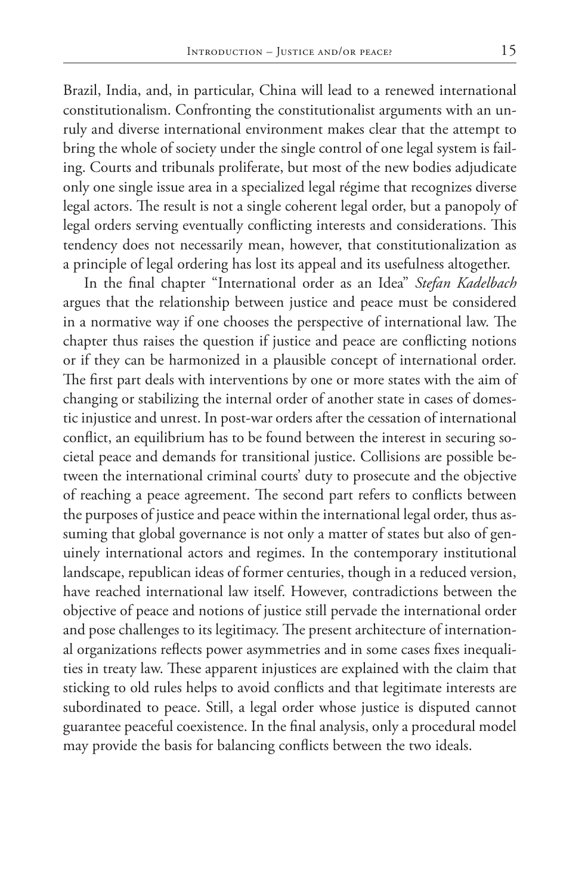Brazil, India, and, in particular, China will lead to a renewed international constitutionalism. Confronting the constitutionalist arguments with an unruly and diverse international environment makes clear that the attempt to bring the whole of society under the single control of one legal system is failing. Courts and tribunals proliferate, but most of the new bodies adjudicate only one single issue area in a specialized legal régime that recognizes diverse legal actors. The result is not a single coherent legal order, but a panopoly of legal orders serving eventually conflicting interests and considerations. This tendency does not necessarily mean, however, that constitutionalization as a principle of legal ordering has lost its appeal and its usefulness altogether.

In the final chapter "International order as an Idea" *Stefan Kadelbach* argues that the relationship between justice and peace must be considered in a normative way if one chooses the perspective of international law. The chapter thus raises the question if justice and peace are conflicting notions or if they can be harmonized in a plausible concept of international order. The first part deals with interventions by one or more states with the aim of changing or stabilizing the internal order of another state in cases of domestic injustice and unrest. In post-war orders after the cessation of international conflict, an equilibrium has to be found between the interest in securing societal peace and demands for transitional justice. Collisions are possible between the international criminal courts' duty to prosecute and the objective of reaching a peace agreement. The second part refers to conflicts between the purposes of justice and peace within the international legal order, thus assuming that global governance is not only a matter of states but also of genuinely international actors and regimes. In the contemporary institutional landscape, republican ideas of former centuries, though in a reduced version, have reached international law itself. However, contradictions between the objective of peace and notions of justice still pervade the international order and pose challenges to its legitimacy. The present architecture of international organizations reflects power asymmetries and in some cases fixes inequalities in treaty law. These apparent injustices are explained with the claim that sticking to old rules helps to avoid conflicts and that legitimate interests are subordinated to peace. Still, a legal order whose justice is disputed cannot guarantee peaceful coexistence. In the final analysis, only a procedural model may provide the basis for balancing conflicts between the two ideals.